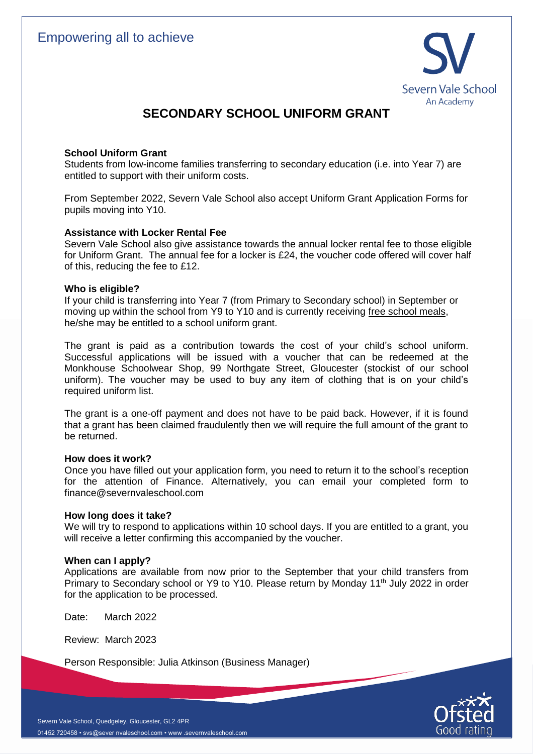Empowering all to achieve

Severn Vale School
An Academy

# SECONDARY SCHOOL UNIFORM GRANT

**School Uniform Grant**
Students from low-income families transferring to secondary education (i.e. into Year 7) are entitled to support with their uniform costs.

From September 2022, Severn Vale School also accept Uniform Grant Application Forms for pupils moving into Y10.

**Assistance with Locker Rental Fee**
Severn Vale School also give assistance towards the annual locker rental fee to those eligible for Uniform Grant. The annual fee for a locker is £24, the voucher code offered will cover half of this, reducing the fee to £12.

**Who is eligible?**
If your child is transferring into Year 7 (from Primary to Secondary school) in September or moving up within the school from Y9 to Y10 and is currently receiving free school meals, he/she may be entitled to a school uniform grant.

The grant is paid as a contribution towards the cost of your child's school uniform. Successful applications will be issued with a voucher that can be redeemed at the Monkhouse Schoolwear Shop, 99 Northgate Street, Gloucester (stockist of our school uniform). The voucher may be used to buy any item of clothing that is on your child's required uniform list.

The grant is a one-off payment and does not have to be paid back. However, if it is found that a grant has been claimed fraudulently then we will require the full amount of the grant to be returned.

**How does it work?**
Once you have filled out your application form, you need to return it to the school's reception for the attention of Finance. Alternatively, you can email your completed form to finance@severnvaleschool.com

**How long does it take?**
We will try to respond to applications within 10 school days. If you are entitled to a grant, you will receive a letter confirming this accompanied by the voucher.

**When can I apply?**
Applications are available from now prior to the September that your child transfers from Primary to Secondary school or Y9 to Y10. Please return by Monday 11th July 2022 in order for the application to be processed.

Date: March 2022

Review: March 2023

Person Responsible: Julia Atkinson (Business Manager)

Severn Vale School, Quedgeley, Gloucester, GL2 4PR
01452 720458 • svs@severnvaleschool.com • www.severnvaleschool.com

Ofsted Good rating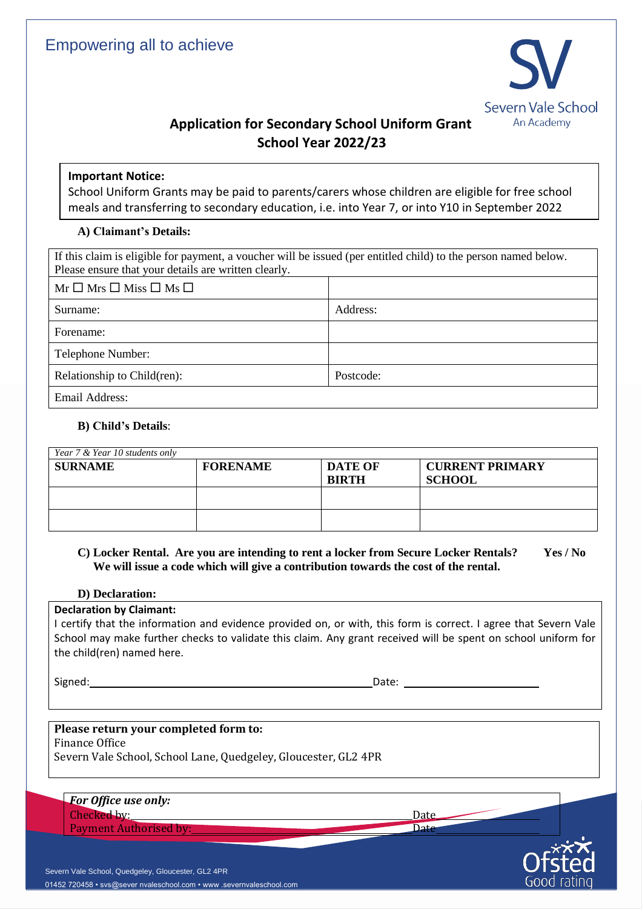Empowering all to achieve

Severn Vale School
An Academy

# Application for Secondary School Uniform Grant
## School Year 2022/23

**Important Notice:**
School Uniform Grants may be paid to parents/carers whose children are eligible for free school meals and transferring to secondary education, i.e. into Year 7, or into Y10 in September 2022

### A) Claimant's Details:

| If this claim is eligible for payment, a voucher will be issued (per entitled child) to the person named below. Please ensure that your details are written clearly. | |
|---|---|
| Mr ☐ Mrs ☐ Miss ☐ Ms ☐ | |
| Surname: | Address: |
| Forename: | |
| Telephone Number: | |
| Relationship to Child(ren): | Postcode: |
| Email Address: | |

### B) Child's Details:

*Year 7 & Year 10 students only*

| SURNAME | FORENAME | DATE OF BIRTH | CURRENT PRIMARY SCHOOL |
|---|---|---|---|
| | | | |
| | | | |

### C) Locker Rental. Are you are intending to rent a locker from Secure Locker Rentals? Yes / No

**We will issue a code which will give a contribution towards the cost of the rental.**

### D) Declaration:

**Declaration by Claimant:**
I certify that the information and evidence provided on, or with, this form is correct. I agree that Severn Vale School may make further checks to validate this claim. Any grant received will be spent on school uniform for the child(ren) named here.

Signed:\_\_\_\_\_\_\_\_\_\_\_\_\_\_\_\_\_\_\_\_\_\_\_\_\_\_\_\_ Date: \_\_\_\_\_\_\_\_\_\_\_\_\_\_\_\_

**Please return your completed form to:**
Finance Office
Severn Vale School, School Lane, Quedgeley, Gloucester, GL2 4PR

***For Office use only:***
Checked by:\_\_\_\_\_\_\_\_\_\_\_\_\_\_\_\_\_\_\_\_\_\_\_\_ Date\_\_\_\_\_\_\_\_\_\_
Payment Authorised by:\_\_\_\_\_\_\_\_\_\_\_\_\_\_\_\_\_\_\_\_\_\_\_\_ Date\_\_\_\_\_\_\_\_\_\_

Severn Vale School, Quedgeley, Gloucester, GL2 4PR
01452 720458 • svs@sever nvaleschool.com • www .severnvaleschool.com

Ofsted Good rating